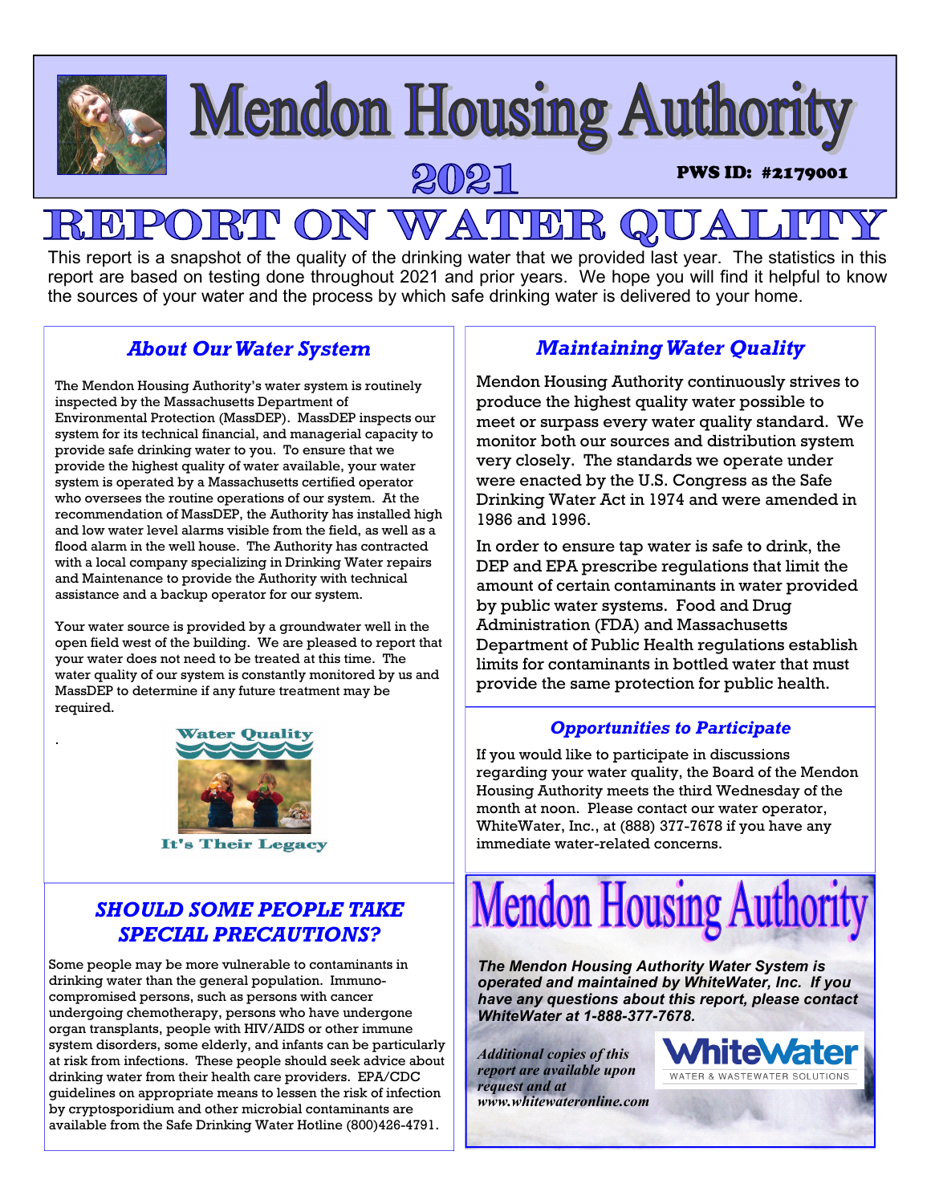# Mendon Housing Authority

# 2021

**PWS ID: #2179001**

# REPORT ON WATER QUALITY

This report is a snapshot of the quality of the drinking water that we provided last year. The statistics in this report are based on testing done throughout 2021 and prior years. We hope you will find it helpful to know the sources of your water and the process by which safe drinking water is delivered to your home.

## *About Our Water System*

The Mendon Housing Authority's water system is routinely inspected by the Massachusetts Department of Environmental Protection (MassDEP). MassDEP inspects our system for its technical financial, and managerial capacity to provide safe drinking water to you. To ensure that we provide the highest quality of water available, your water system is operated by a Massachusetts certified operator who oversees the routine operations of our system. At the recommendation of MassDEP, the Authority has installed high and low water level alarms visible from the field, as well as a flood alarm in the well house. The Authority has contracted with a local company specializing in Drinking Water repairs and Maintenance to provide the Authority with technical assistance and a backup operator for our system.

Your water source is provided by a groundwater well in the open field west of the building. We are pleased to report that your water does not need to be treated at this time. The water quality of our system is constantly monitored by us and MassDEP to determine if any future treatment may be required.

Water Quality

It's Their Legacy

## *SHOULD SOME PEOPLE TAKE SPECIAL PRECAUTIONS?*

Some people may be more vulnerable to contaminants in drinking water than the general population. Immuno-compromised persons, such as persons with cancer undergoing chemotherapy, persons who have undergone organ transplants, people with HIV/AIDS or other immune system disorders, some elderly, and infants can be particularly at risk from infections. These people should seek advice about drinking water from their health care providers. EPA/CDC guidelines on appropriate means to lessen the risk of infection by cryptosporidium and other microbial contaminants are available from the Safe Drinking Water Hotline (800)426-4791.

## *Maintaining Water Quality*

Mendon Housing Authority continuously strives to produce the highest quality water possible to meet or surpass every water quality standard. We monitor both our sources and distribution system very closely. The standards we operate under were enacted by the U.S. Congress as the Safe Drinking Water Act in 1974 and were amended in 1986 and 1996.

In order to ensure tap water is safe to drink, the DEP and EPA prescribe regulations that limit the amount of certain contaminants in water provided by public water systems. Food and Drug Administration (FDA) and Massachusetts Department of Public Health regulations establish limits for contaminants in bottled water that must provide the same protection for public health.

## *Opportunities to Participate*

If you would like to participate in discussions regarding your water quality, the Board of the Mendon Housing Authority meets the third Wednesday of the month at noon. Please contact our water operator, WhiteWater, Inc., at (888) 377-7678 if you have any immediate water-related concerns.

## Mendon Housing Authority

***The Mendon Housing Authority Water System is operated and maintained by WhiteWater, Inc. If you have any questions about this report, please contact WhiteWater at 1-888-377-7678.***

*Additional copies of this report are available upon request and at www.whitewateronline.com*

WhiteWater
WATER & WASTEWATER SOLUTIONS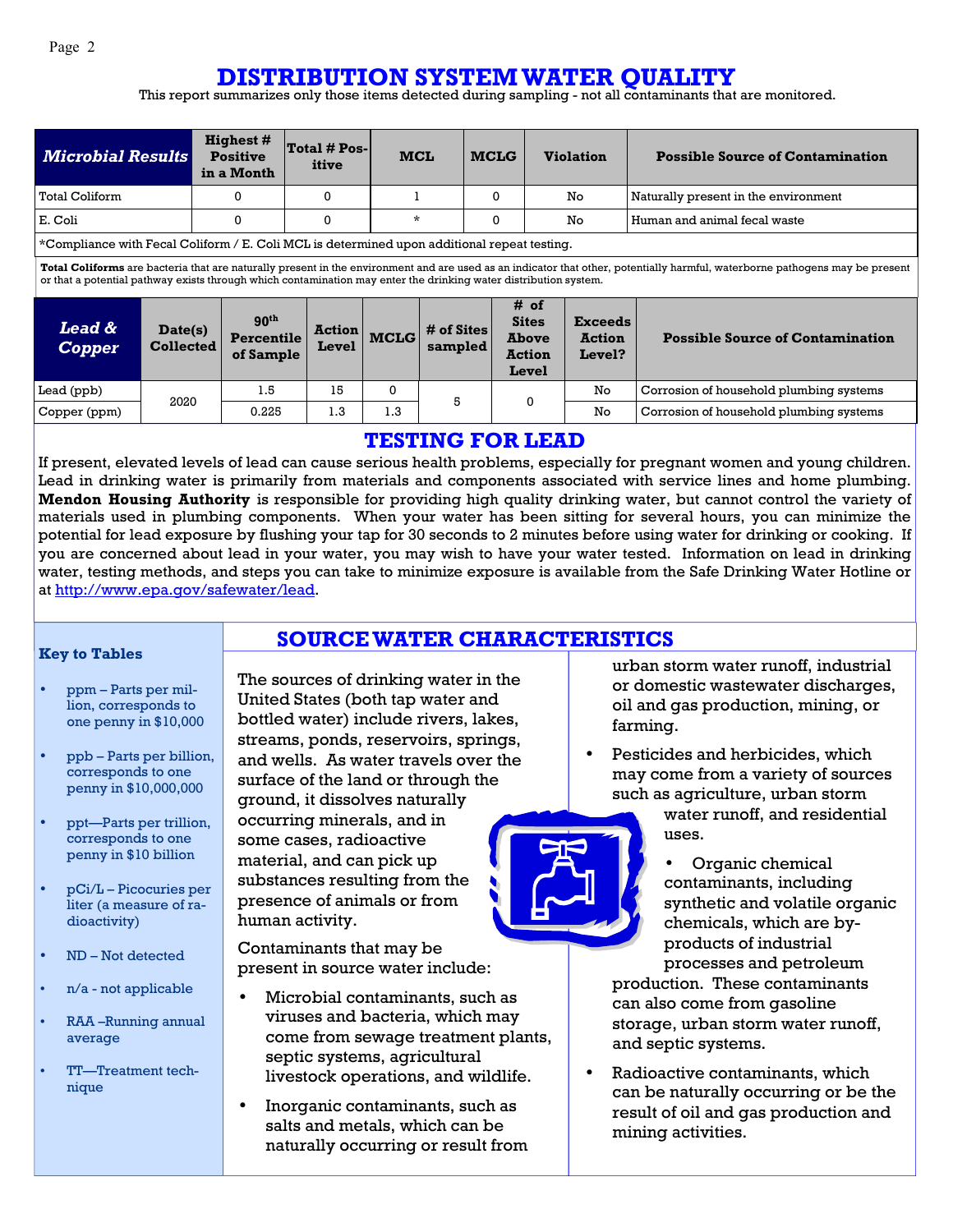# DISTRIBUTION SYSTEM WATER QUALITY

This report summarizes only those items detected during sampling - not all contaminants that are monitored.

| *Microbial Results* | Highest # Positive in a Month | Total # Positive | MCL | MCLG | Violation | Possible Source of Contamination |
|---|---|---|---|---|---|---|
| Total Coliform | 0 | 0 | 1 | 0 | No | Naturally present in the environment |
| E. Coli | 0 | 0 | * | 0 | No | Human and animal fecal waste |

*Compliance with Fecal Coliform / E. Coli MCL is determined upon additional repeat testing.

**Total Coliforms** are bacteria that are naturally present in the environment and are used as an indicator that other, potentially harmful, waterborne pathogens may be present or that a potential pathway exists through which contamination may enter the drinking water distribution system.

| *Lead & Copper* | Date(s) Collected | 90th Percentile of Sample | Action Level | MCLG | # of Sites sampled | # of Sites Above Action Level | Exceeds Action Level? | Possible Source of Contamination |
|---|---|---|---|---|---|---|---|---|
| Lead (ppb) | 2020 | 1.5 | 15 | 0 | 5 | 0 | No | Corrosion of household plumbing systems |
| Copper (ppm) | | 0.225 | 1.3 | 1.3 | | | No | Corrosion of household plumbing systems |

## TESTING FOR LEAD

If present, elevated levels of lead can cause serious health problems, especially for pregnant women and young children. Lead in drinking water is primarily from materials and components associated with service lines and home plumbing. **Mendon Housing Authority** is responsible for providing high quality drinking water, but cannot control the variety of materials used in plumbing components. When your water has been sitting for several hours, you can minimize the potential for lead exposure by flushing your tap for 30 seconds to 2 minutes before using water for drinking or cooking. If you are concerned about lead in your water, you may wish to have your water tested. Information on lead in drinking water, testing methods, and steps you can take to minimize exposure is available from the Safe Drinking Water Hotline or at http://www.epa.gov/safewater/lead.

### Key to Tables

- ppm – Parts per million, corresponds to one penny in $10,000
- ppb – Parts per billion, corresponds to one penny in $10,000,000
- ppt—Parts per trillion, corresponds to one penny in $10 billion
- pCi/L – Picocuries per liter (a measure of radioactivity)
- ND – Not detected
- n/a - not applicable
- RAA –Running annual average
- TT—Treatment technique

## SOURCE WATER CHARACTERISTICS

The sources of drinking water in the United States (both tap water and bottled water) include rivers, lakes, streams, ponds, reservoirs, springs, and wells. As water travels over the surface of the land or through the ground, it dissolves naturally occurring minerals, and in some cases, radioactive material, and can pick up substances resulting from the presence of animals or from human activity.

Contaminants that may be present in source water include:

- Microbial contaminants, such as viruses and bacteria, which may come from sewage treatment plants, septic systems, agricultural livestock operations, and wildlife.
- Inorganic contaminants, such as salts and metals, which can be naturally occurring or result from urban storm water runoff, industrial or domestic wastewater discharges, oil and gas production, mining, or farming.
- Pesticides and herbicides, which may come from a variety of sources such as agriculture, urban storm water runoff, and residential uses.
- Organic chemical contaminants, including synthetic and volatile organic chemicals, which are by-products of industrial processes and petroleum production. These contaminants can also come from gasoline storage, urban storm water runoff, and septic systems.
- Radioactive contaminants, which can be naturally occurring or be the result of oil and gas production and mining activities.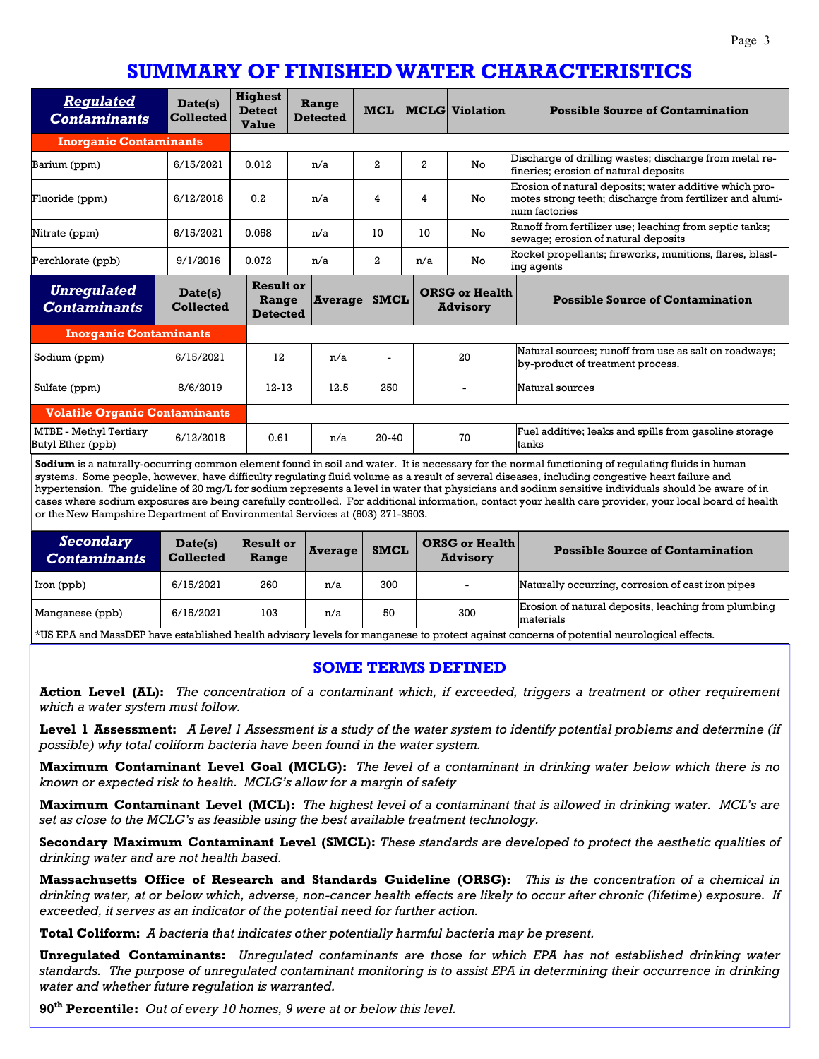# SUMMARY OF FINISHED WATER CHARACTERISTICS

| ***Regulated Contaminants*** | Date(s) Collected | Highest Detect Value | Range Detected | MCL | MCLG | Violation | Possible Source of Contamination |
|---|---|---|---|---|---|---|---|
| **Inorganic Contaminants** | | | | | | | |
| Barium (ppm) | 6/15/2021 | 0.012 | n/a | 2 | 2 | No | Discharge of drilling wastes; discharge from metal refineries; erosion of natural deposits |
| Fluoride (ppm) | 6/12/2018 | 0.2 | n/a | 4 | 4 | No | Erosion of natural deposits; water additive which promotes strong teeth; discharge from fertilizer and aluminum factories |
| Nitrate (ppm) | 6/15/2021 | 0.058 | n/a | 10 | 10 | No | Runoff from fertilizer use; leaching from septic tanks; sewage; erosion of natural deposits |
| Perchlorate (ppb) | 9/1/2016 | 0.072 | n/a | 2 | n/a | No | Rocket propellants; fireworks, munitions, flares, blasting agents |

| ***Unregulated Contaminants*** | Date(s) Collected | Result or Range Detected | Average | SMCL | ORSG or Health Advisory | Possible Source of Contamination |
|---|---|---|---|---|---|---|
| **Inorganic Contaminants** | | | | | | |
| Sodium (ppm) | 6/15/2021 | 12 | n/a | - | 20 | Natural sources; runoff from use as salt on roadways; by-product of treatment process. |
| Sulfate (ppm) | 8/6/2019 | 12-13 | 12.5 | 250 | - | Natural sources |
| **Volatile Organic Contaminants** | | | | | | |
| MTBE - Methyl Tertiary Butyl Ether (ppb) | 6/12/2018 | 0.61 | n/a | 20-40 | 70 | Fuel additive; leaks and spills from gasoline storage tanks |

**Sodium** is a naturally-occurring common element found in soil and water. It is necessary for the normal functioning of regulating fluids in human systems. Some people, however, have difficulty regulating fluid volume as a result of several diseases, including congestive heart failure and hypertension. The guideline of 20 mg/L for sodium represents a level in water that physicians and sodium sensitive individuals should be aware of in cases where sodium exposures are being carefully controlled. For additional information, contact your health care provider, your local board of health or the New Hampshire Department of Environmental Services at (603) 271-3503.

| ***Secondary Contaminants*** | Date(s) Collected | Result or Range | Average | SMCL | ORSG or Health Advisory | Possible Source of Contamination |
|---|---|---|---|---|---|---|
| Iron (ppb) | 6/15/2021 | 260 | n/a | 300 | - | Naturally occurring, corrosion of cast iron pipes |
| Manganese (ppb) | 6/15/2021 | 103 | n/a | 50 | 300 | Erosion of natural deposits, leaching from plumbing materials |

*US EPA and MassDEP have established health advisory levels for manganese to protect against concerns of potential neurological effects.

## SOME TERMS DEFINED

**Action Level (AL):** *The concentration of a contaminant which, if exceeded, triggers a treatment or other requirement which a water system must follow.*

**Level 1 Assessment:** *A Level 1 Assessment is a study of the water system to identify potential problems and determine (if possible) why total coliform bacteria have been found in the water system.*

**Maximum Contaminant Level Goal (MCLG):** *The level of a contaminant in drinking water below which there is no known or expected risk to health. MCLG's allow for a margin of safety*

**Maximum Contaminant Level (MCL):** *The highest level of a contaminant that is allowed in drinking water. MCL's are set as close to the MCLG's as feasible using the best available treatment technology.*

**Secondary Maximum Contaminant Level (SMCL):** *These standards are developed to protect the aesthetic qualities of drinking water and are not health based.*

**Massachusetts Office of Research and Standards Guideline (ORSG):** *This is the concentration of a chemical in drinking water, at or below which, adverse, non-cancer health effects are likely to occur after chronic (lifetime) exposure. If exceeded, it serves as an indicator of the potential need for further action.*

**Total Coliform:** *A bacteria that indicates other potentially harmful bacteria may be present.*

**Unregulated Contaminants:** *Unregulated contaminants are those for which EPA has not established drinking water standards. The purpose of unregulated contaminant monitoring is to assist EPA in determining their occurrence in drinking water and whether future regulation is warranted.*

**90th Percentile:** *Out of every 10 homes, 9 were at or below this level.*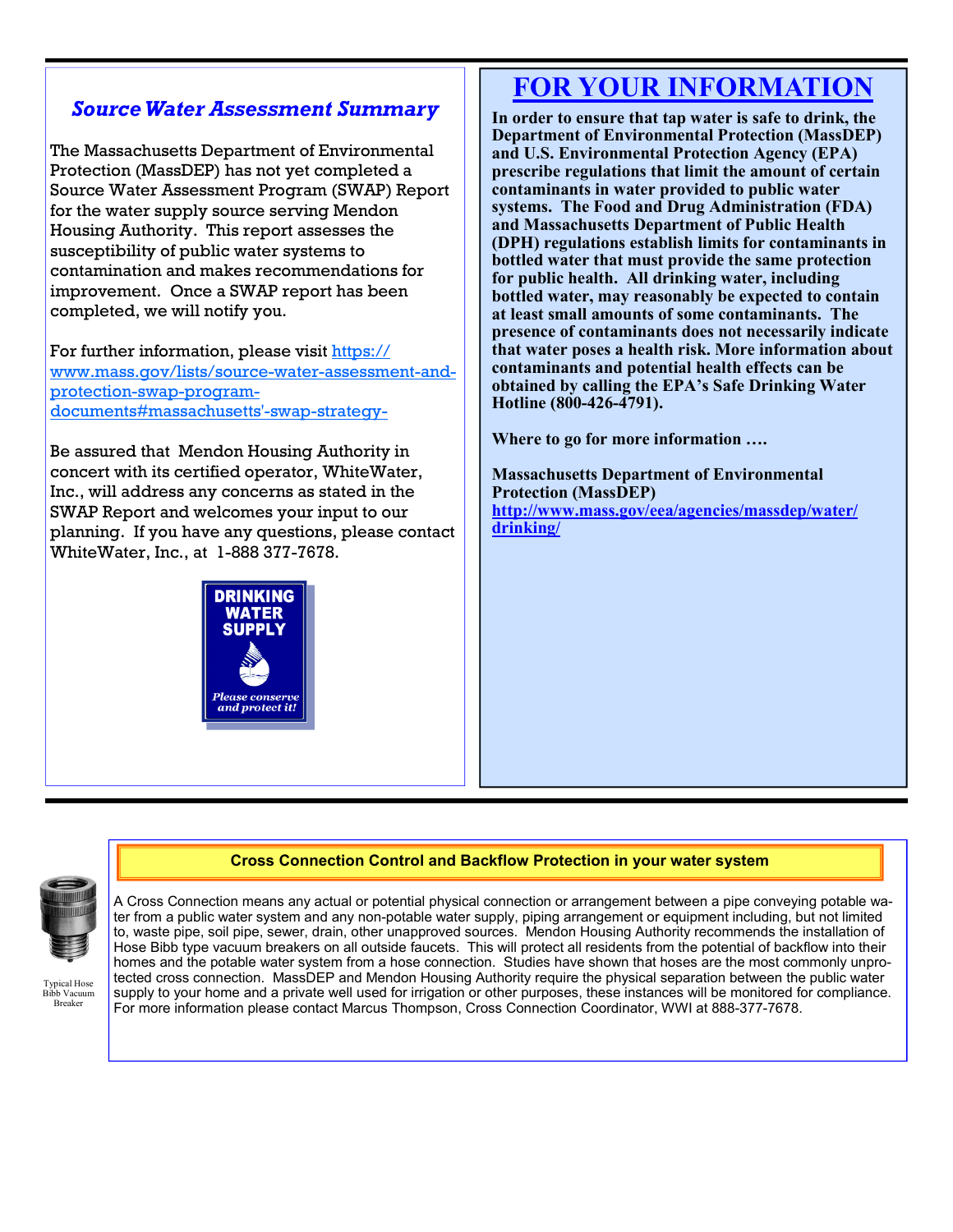## *Source Water Assessment Summary*

The Massachusetts Department of Environmental Protection (MassDEP) has not yet completed a Source Water Assessment Program (SWAP) Report for the water supply source serving Mendon Housing Authority. This report assesses the susceptibility of public water systems to contamination and makes recommendations for improvement. Once a SWAP report has been completed, we will notify you.

For further information, please visit https://www.mass.gov/lists/source-water-assessment-and-protection-swap-program-documents#massachusetts'-swap-strategy-

Be assured that Mendon Housing Authority in concert with its certified operator, WhiteWater, Inc., will address any concerns as stated in the SWAP Report and welcomes your input to our planning. If you have any questions, please contact WhiteWater, Inc., at 1-888 377-7678.

DRINKING WATER SUPPLY

*Please conserve and protect it!*

## FOR YOUR INFORMATION

**In order to ensure that tap water is safe to drink, the Department of Environmental Protection (MassDEP) and U.S. Environmental Protection Agency (EPA) prescribe regulations that limit the amount of certain contaminants in water provided to public water systems. The Food and Drug Administration (FDA) and Massachusetts Department of Public Health (DPH) regulations establish limits for contaminants in bottled water that must provide the same protection for public health. All drinking water, including bottled water, may reasonably be expected to contain at least small amounts of some contaminants. The presence of contaminants does not necessarily indicate that water poses a health risk. More information about contaminants and potential health effects can be obtained by calling the EPA's Safe Drinking Water Hotline (800-426-4791).**

**Where to go for more information ….**

**Massachusetts Department of Environmental Protection (MassDEP)**
**http://www.mass.gov/eea/agencies/massdep/water/drinking/**

### Cross Connection Control and Backflow Protection in your water system

Typical Hose Bibb Vacuum Breaker

A Cross Connection means any actual or potential physical connection or arrangement between a pipe conveying potable water from a public water system and any non-potable water supply, piping arrangement or equipment including, but not limited to, waste pipe, soil pipe, sewer, drain, other unapproved sources. Mendon Housing Authority recommends the installation of Hose Bibb type vacuum breakers on all outside faucets. This will protect all residents from the potential of backflow into their homes and the potable water system from a hose connection. Studies have shown that hoses are the most commonly unprotected cross connection. MassDEP and Mendon Housing Authority require the physical separation between the public water supply to your home and a private well used for irrigation or other purposes, these instances will be monitored for compliance. For more information please contact Marcus Thompson, Cross Connection Coordinator, WWI at 888-377-7678.